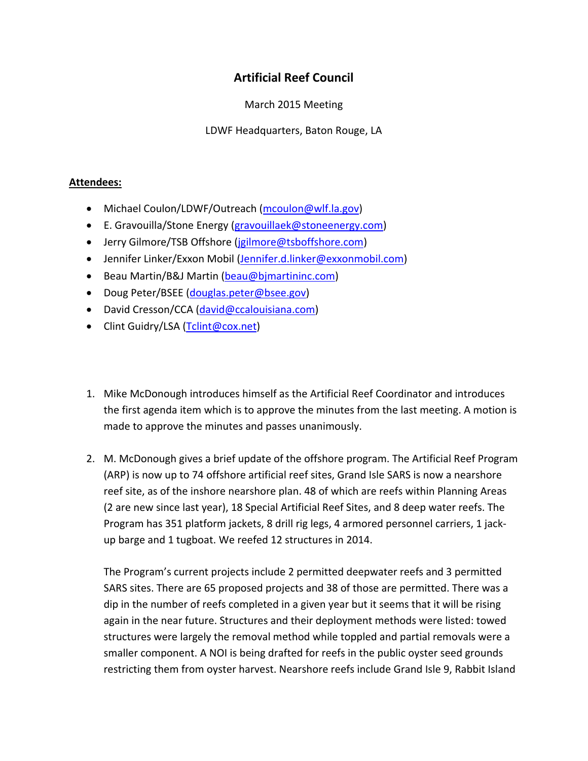# Artificial Reef Council

March 2015 Meeting

LDWF Headquarters, Baton Rouge, LA

**Attendees:**

- Michael Coulon/LDWF/Outreach (mcoulon@wlf.la.gov)
- E. Gravouilla/Stone Energy (gravouillaek@stoneenergy.com)
- Jerry Gilmore/TSB Offshore (jgilmore@tsboffshore.com)
- Jennifer Linker/Exxon Mobil (Jennifer.d.linker@exxonmobil.com)
- Beau Martin/B&J Martin (beau@bjmartininc.com)
- Doug Peter/BSEE (douglas.peter@bsee.gov)
- David Cresson/CCA (david@ccalouisiana.com)
- Clint Guidry/LSA (Tclint@cox.net)

1. Mike McDonough introduces himself as the Artificial Reef Coordinator and introduces the first agenda item which is to approve the minutes from the last meeting. A motion is made to approve the minutes and passes unanimously.

2. M. McDonough gives a brief update of the offshore program. The Artificial Reef Program (ARP) is now up to 74 offshore artificial reef sites, Grand Isle SARS is now a nearshore reef site, as of the inshore nearshore plan. 48 of which are reefs within Planning Areas (2 are new since last year), 18 Special Artificial Reef Sites, and 8 deep water reefs. The Program has 351 platform jackets, 8 drill rig legs, 4 armored personnel carriers, 1 jack-up barge and 1 tugboat. We reefed 12 structures in 2014.

   The Program's current projects include 2 permitted deepwater reefs and 3 permitted SARS sites. There are 65 proposed projects and 38 of those are permitted. There was a dip in the number of reefs completed in a given year but it seems that it will be rising again in the near future. Structures and their deployment methods were listed: towed structures were largely the removal method while toppled and partial removals were a smaller component. A NOI is being drafted for reefs in the public oyster seed grounds restricting them from oyster harvest. Nearshore reefs include Grand Isle 9, Rabbit Island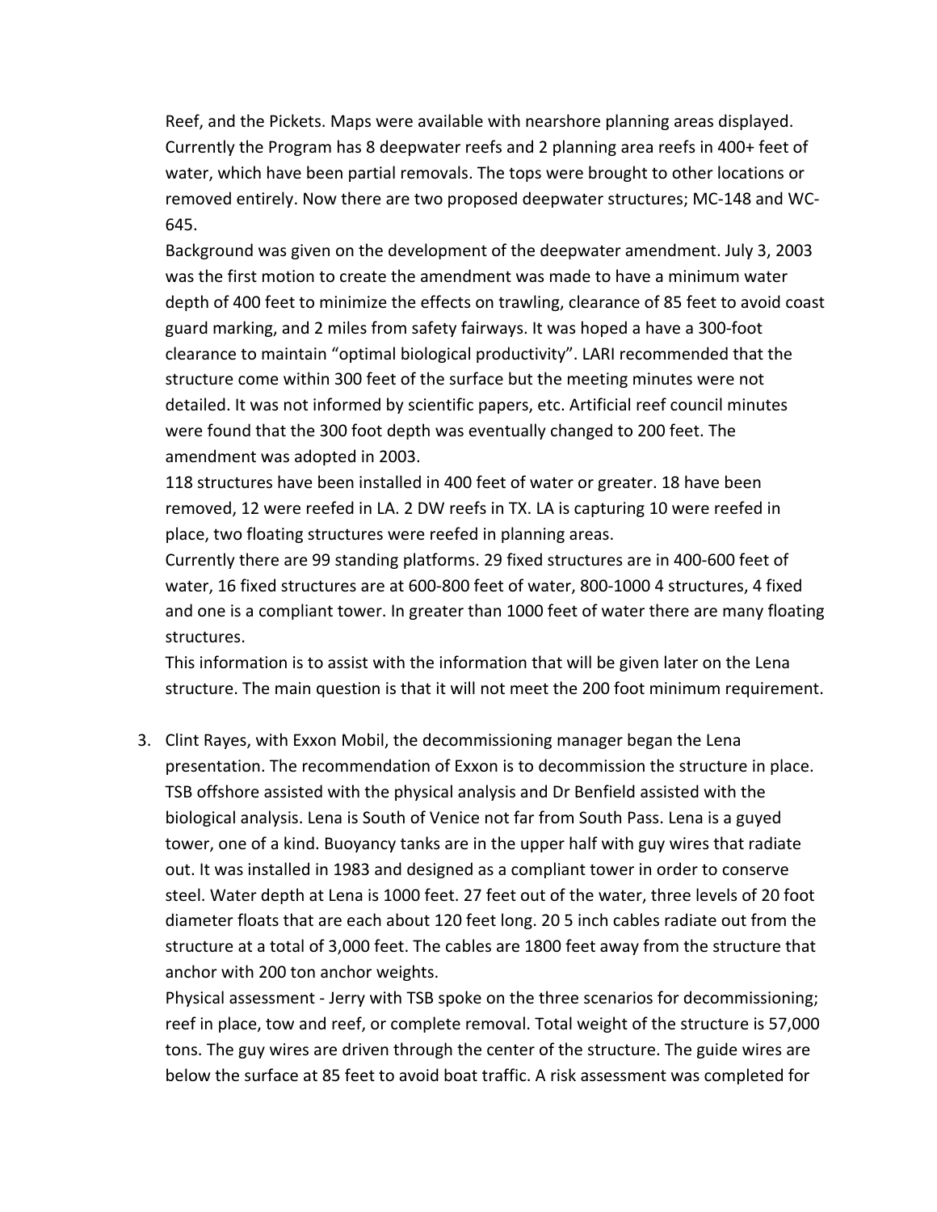Reef, and the Pickets. Maps were available with nearshore planning areas displayed. Currently the Program has 8 deepwater reefs and 2 planning area reefs in 400+ feet of water, which have been partial removals. The tops were brought to other locations or removed entirely. Now there are two proposed deepwater structures; MC-148 and WC-645.

Background was given on the development of the deepwater amendment. July 3, 2003 was the first motion to create the amendment was made to have a minimum water depth of 400 feet to minimize the effects on trawling, clearance of 85 feet to avoid coast guard marking, and 2 miles from safety fairways. It was hoped a have a 300-foot clearance to maintain "optimal biological productivity". LARI recommended that the structure come within 300 feet of the surface but the meeting minutes were not detailed. It was not informed by scientific papers, etc. Artificial reef council minutes were found that the 300 foot depth was eventually changed to 200 feet. The amendment was adopted in 2003.

118 structures have been installed in 400 feet of water or greater. 18 have been removed, 12 were reefed in LA. 2 DW reefs in TX. LA is capturing 10 were reefed in place, two floating structures were reefed in planning areas.

Currently there are 99 standing platforms. 29 fixed structures are in 400-600 feet of water, 16 fixed structures are at 600-800 feet of water, 800-1000 4 structures, 4 fixed and one is a compliant tower. In greater than 1000 feet of water there are many floating structures.

This information is to assist with the information that will be given later on the Lena structure. The main question is that it will not meet the 200 foot minimum requirement.

3. Clint Rayes, with Exxon Mobil, the decommissioning manager began the Lena presentation. The recommendation of Exxon is to decommission the structure in place. TSB offshore assisted with the physical analysis and Dr Benfield assisted with the biological analysis. Lena is South of Venice not far from South Pass. Lena is a guyed tower, one of a kind. Buoyancy tanks are in the upper half with guy wires that radiate out. It was installed in 1983 and designed as a compliant tower in order to conserve steel. Water depth at Lena is 1000 feet. 27 feet out of the water, three levels of 20 foot diameter floats that are each about 120 feet long. 20 5 inch cables radiate out from the structure at a total of 3,000 feet. The cables are 1800 feet away from the structure that anchor with 200 ton anchor weights.

   Physical assessment - Jerry with TSB spoke on the three scenarios for decommissioning; reef in place, tow and reef, or complete removal. Total weight of the structure is 57,000 tons. The guy wires are driven through the center of the structure. The guide wires are below the surface at 85 feet to avoid boat traffic. A risk assessment was completed for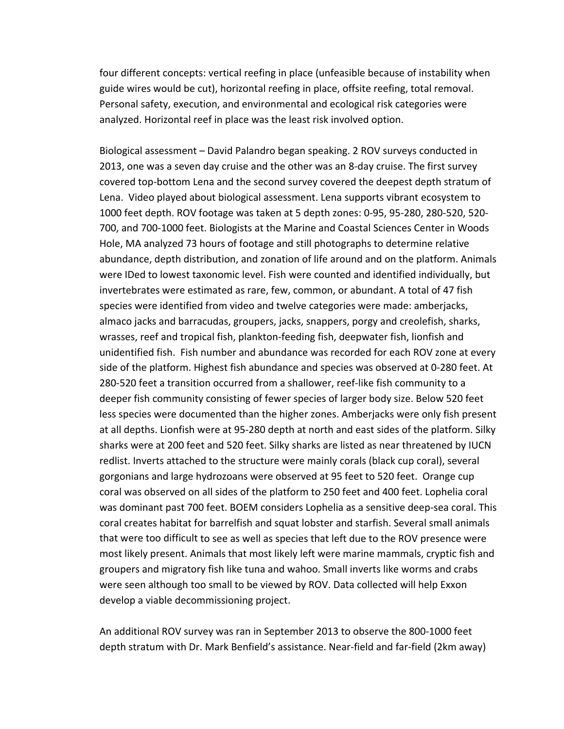four different concepts: vertical reefing in place (unfeasible because of instability when guide wires would be cut), horizontal reefing in place, offsite reefing, total removal. Personal safety, execution, and environmental and ecological risk categories were analyzed. Horizontal reef in place was the least risk involved option.

Biological assessment – David Palandro began speaking. 2 ROV surveys conducted in 2013, one was a seven day cruise and the other was an 8-day cruise. The first survey covered top-bottom Lena and the second survey covered the deepest depth stratum of Lena. Video played about biological assessment. Lena supports vibrant ecosystem to 1000 feet depth. ROV footage was taken at 5 depth zones: 0-95, 95-280, 280-520, 520-700, and 700-1000 feet. Biologists at the Marine and Coastal Sciences Center in Woods Hole, MA analyzed 73 hours of footage and still photographs to determine relative abundance, depth distribution, and zonation of life around and on the platform. Animals were IDed to lowest taxonomic level. Fish were counted and identified individually, but invertebrates were estimated as rare, few, common, or abundant. A total of 47 fish species were identified from video and twelve categories were made: amberjacks, almaco jacks and barracudas, groupers, jacks, snappers, porgy and creolefish, sharks, wrasses, reef and tropical fish, plankton-feeding fish, deepwater fish, lionfish and unidentified fish. Fish number and abundance was recorded for each ROV zone at every side of the platform. Highest fish abundance and species was observed at 0-280 feet. At 280-520 feet a transition occurred from a shallower, reef-like fish community to a deeper fish community consisting of fewer species of larger body size. Below 520 feet less species were documented than the higher zones. Amberjacks were only fish present at all depths. Lionfish were at 95-280 depth at north and east sides of the platform. Silky sharks were at 200 feet and 520 feet. Silky sharks are listed as near threatened by IUCN redlist. Inverts attached to the structure were mainly corals (black cup coral), several gorgonians and large hydrozoans were observed at 95 feet to 520 feet. Orange cup coral was observed on all sides of the platform to 250 feet and 400 feet. Lophelia coral was dominant past 700 feet. BOEM considers Lophelia as a sensitive deep-sea coral. This coral creates habitat for barrelfish and squat lobster and starfish. Several small animals that were too difficult to see as well as species that left due to the ROV presence were most likely present. Animals that most likely left were marine mammals, cryptic fish and groupers and migratory fish like tuna and wahoo. Small inverts like worms and crabs were seen although too small to be viewed by ROV. Data collected will help Exxon develop a viable decommissioning project.

An additional ROV survey was ran in September 2013 to observe the 800-1000 feet depth stratum with Dr. Mark Benfield's assistance. Near-field and far-field (2km away)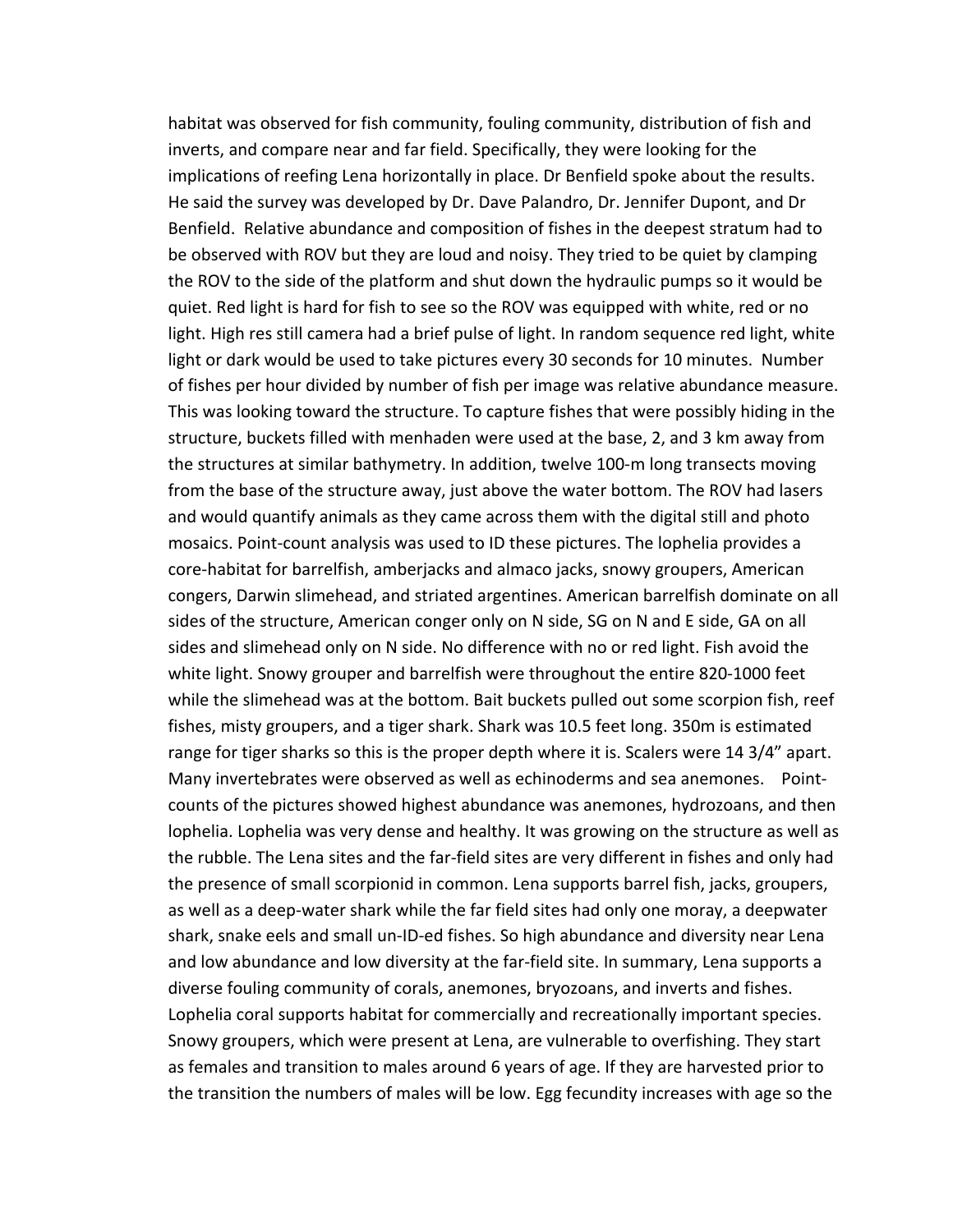habitat was observed for fish community, fouling community, distribution of fish and inverts, and compare near and far field. Specifically, they were looking for the implications of reefing Lena horizontally in place. Dr Benfield spoke about the results. He said the survey was developed by Dr. Dave Palandro, Dr. Jennifer Dupont, and Dr Benfield. Relative abundance and composition of fishes in the deepest stratum had to be observed with ROV but they are loud and noisy. They tried to be quiet by clamping the ROV to the side of the platform and shut down the hydraulic pumps so it would be quiet. Red light is hard for fish to see so the ROV was equipped with white, red or no light. High res still camera had a brief pulse of light. In random sequence red light, white light or dark would be used to take pictures every 30 seconds for 10 minutes. Number of fishes per hour divided by number of fish per image was relative abundance measure. This was looking toward the structure. To capture fishes that were possibly hiding in the structure, buckets filled with menhaden were used at the base, 2, and 3 km away from the structures at similar bathymetry. In addition, twelve 100-m long transects moving from the base of the structure away, just above the water bottom. The ROV had lasers and would quantify animals as they came across them with the digital still and photo mosaics. Point-count analysis was used to ID these pictures. The lophelia provides a core-habitat for barrelfish, amberjacks and almaco jacks, snowy groupers, American congers, Darwin slimehead, and striated argentines. American barrelfish dominate on all sides of the structure, American conger only on N side, SG on N and E side, GA on all sides and slimehead only on N side. No difference with no or red light. Fish avoid the white light. Snowy grouper and barrelfish were throughout the entire 820-1000 feet while the slimehead was at the bottom. Bait buckets pulled out some scorpion fish, reef fishes, misty groupers, and a tiger shark. Shark was 10.5 feet long. 350m is estimated range for tiger sharks so this is the proper depth where it is. Scalers were 14 3/4" apart. Many invertebrates were observed as well as echinoderms and sea anemones. Point-counts of the pictures showed highest abundance was anemones, hydrozoans, and then lophelia. Lophelia was very dense and healthy. It was growing on the structure as well as the rubble. The Lena sites and the far-field sites are very different in fishes and only had the presence of small scorpionid in common. Lena supports barrel fish, jacks, groupers, as well as a deep-water shark while the far field sites had only one moray, a deepwater shark, snake eels and small un-ID-ed fishes. So high abundance and diversity near Lena and low abundance and low diversity at the far-field site. In summary, Lena supports a diverse fouling community of corals, anemones, bryozoans, and inverts and fishes. Lophelia coral supports habitat for commercially and recreationally important species. Snowy groupers, which were present at Lena, are vulnerable to overfishing. They start as females and transition to males around 6 years of age. If they are harvested prior to the transition the numbers of males will be low. Egg fecundity increases with age so the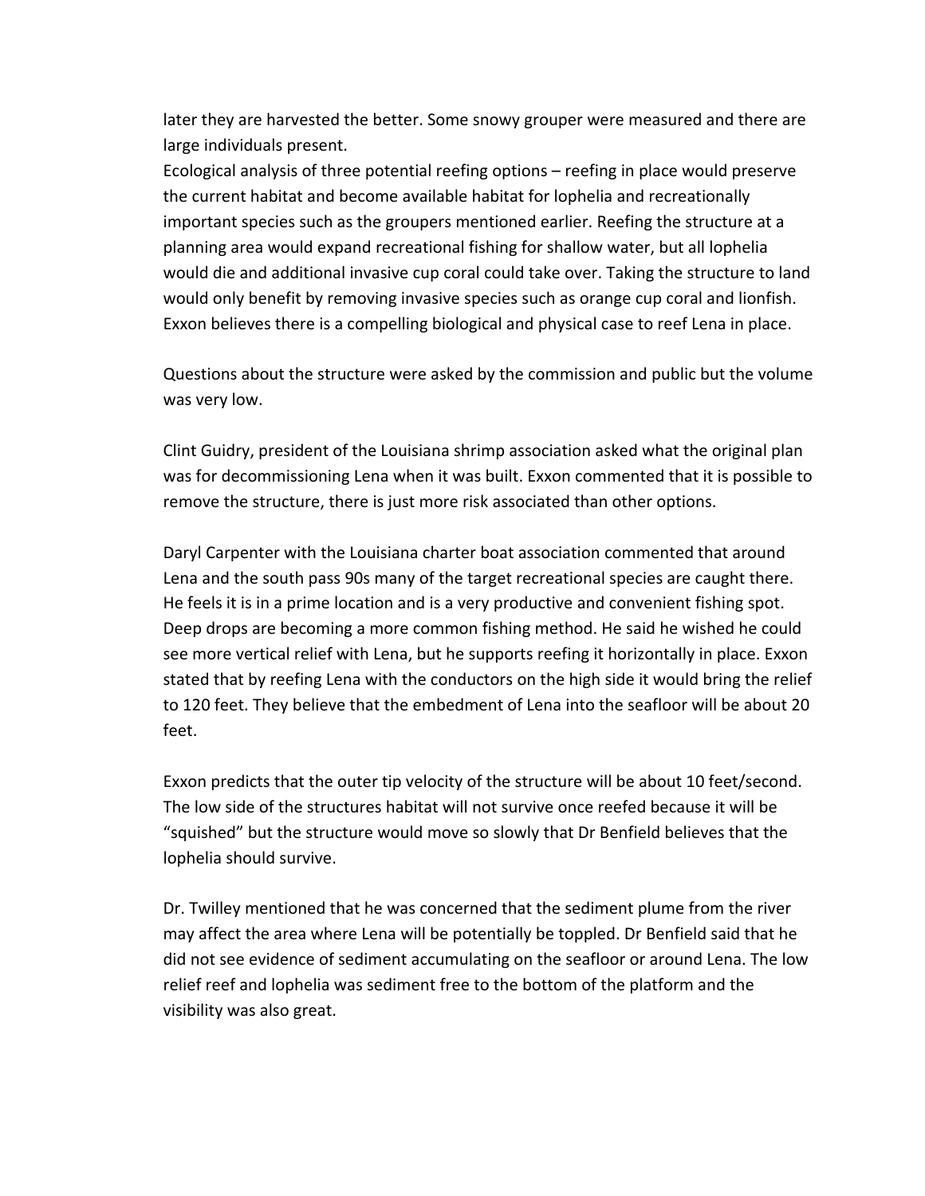later they are harvested the better. Some snowy grouper were measured and there are large individuals present.
Ecological analysis of three potential reefing options – reefing in place would preserve the current habitat and become available habitat for lophelia and recreationally important species such as the groupers mentioned earlier. Reefing the structure at a planning area would expand recreational fishing for shallow water, but all lophelia would die and additional invasive cup coral could take over. Taking the structure to land would only benefit by removing invasive species such as orange cup coral and lionfish. Exxon believes there is a compelling biological and physical case to reef Lena in place.

Questions about the structure were asked by the commission and public but the volume was very low.

Clint Guidry, president of the Louisiana shrimp association asked what the original plan was for decommissioning Lena when it was built. Exxon commented that it is possible to remove the structure, there is just more risk associated than other options.

Daryl Carpenter with the Louisiana charter boat association commented that around Lena and the south pass 90s many of the target recreational species are caught there. He feels it is in a prime location and is a very productive and convenient fishing spot. Deep drops are becoming a more common fishing method. He said he wished he could see more vertical relief with Lena, but he supports reefing it horizontally in place. Exxon stated that by reefing Lena with the conductors on the high side it would bring the relief to 120 feet. They believe that the embedment of Lena into the seafloor will be about 20 feet.

Exxon predicts that the outer tip velocity of the structure will be about 10 feet/second. The low side of the structures habitat will not survive once reefed because it will be "squished" but the structure would move so slowly that Dr Benfield believes that the lophelia should survive.

Dr. Twilley mentioned that he was concerned that the sediment plume from the river may affect the area where Lena will be potentially be toppled. Dr Benfield said that he did not see evidence of sediment accumulating on the seafloor or around Lena. The low relief reef and lophelia was sediment free to the bottom of the platform and the visibility was also great.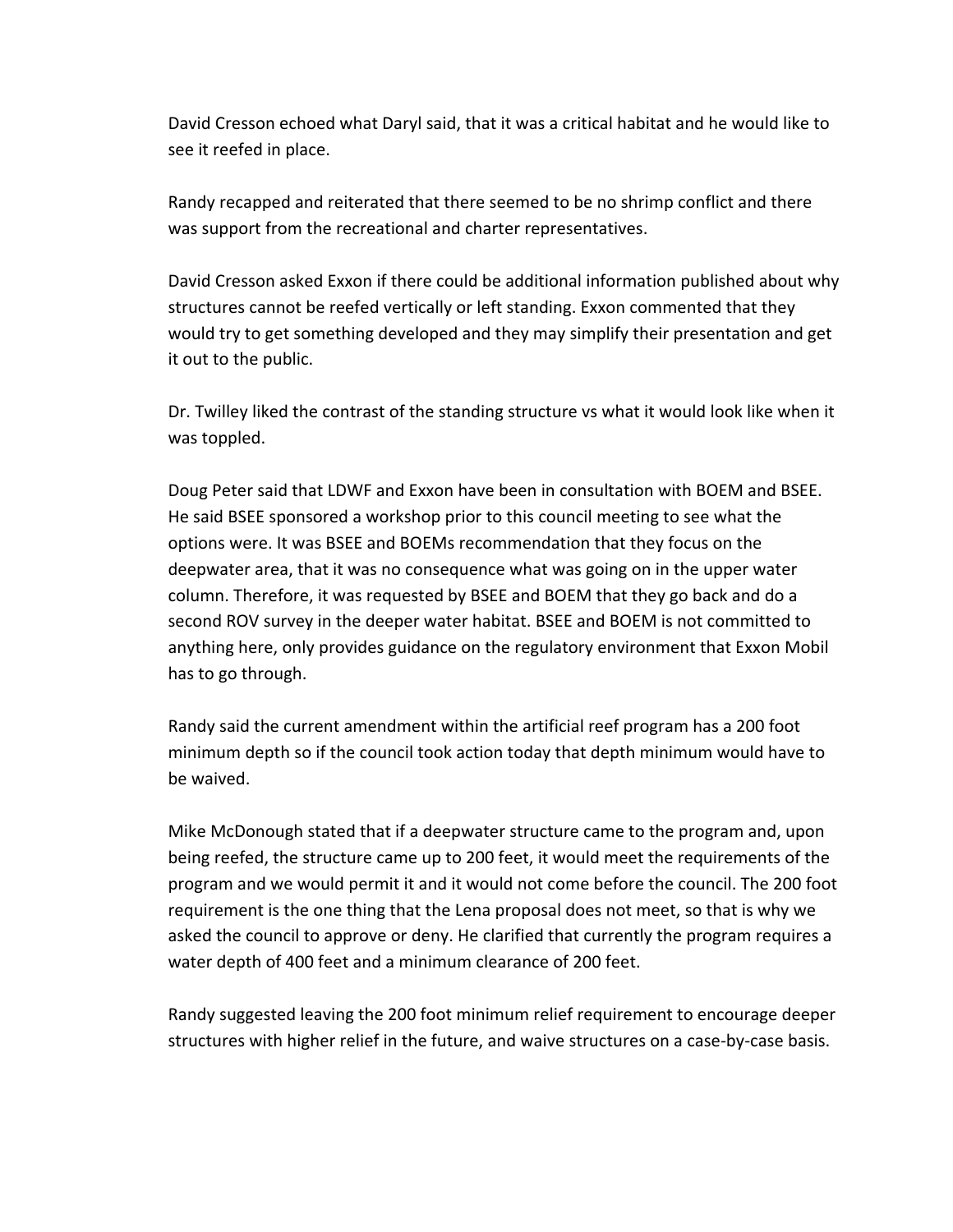David Cresson echoed what Daryl said, that it was a critical habitat and he would like to see it reefed in place.

Randy recapped and reiterated that there seemed to be no shrimp conflict and there was support from the recreational and charter representatives.

David Cresson asked Exxon if there could be additional information published about why structures cannot be reefed vertically or left standing. Exxon commented that they would try to get something developed and they may simplify their presentation and get it out to the public.

Dr. Twilley liked the contrast of the standing structure vs what it would look like when it was toppled.

Doug Peter said that LDWF and Exxon have been in consultation with BOEM and BSEE. He said BSEE sponsored a workshop prior to this council meeting to see what the options were. It was BSEE and BOEMs recommendation that they focus on the deepwater area, that it was no consequence what was going on in the upper water column. Therefore, it was requested by BSEE and BOEM that they go back and do a second ROV survey in the deeper water habitat. BSEE and BOEM is not committed to anything here, only provides guidance on the regulatory environment that Exxon Mobil has to go through.

Randy said the current amendment within the artificial reef program has a 200 foot minimum depth so if the council took action today that depth minimum would have to be waived.

Mike McDonough stated that if a deepwater structure came to the program and, upon being reefed, the structure came up to 200 feet, it would meet the requirements of the program and we would permit it and it would not come before the council. The 200 foot requirement is the one thing that the Lena proposal does not meet, so that is why we asked the council to approve or deny. He clarified that currently the program requires a water depth of 400 feet and a minimum clearance of 200 feet.

Randy suggested leaving the 200 foot minimum relief requirement to encourage deeper structures with higher relief in the future, and waive structures on a case-by-case basis.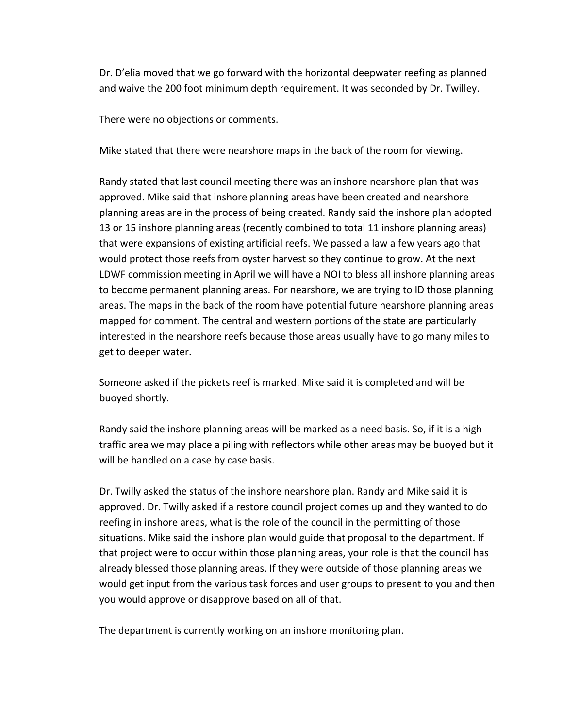Dr. D'elia moved that we go forward with the horizontal deepwater reefing as planned and waive the 200 foot minimum depth requirement. It was seconded by Dr. Twilley.

There were no objections or comments.

Mike stated that there were nearshore maps in the back of the room for viewing.

Randy stated that last council meeting there was an inshore nearshore plan that was approved. Mike said that inshore planning areas have been created and nearshore planning areas are in the process of being created. Randy said the inshore plan adopted 13 or 15 inshore planning areas (recently combined to total 11 inshore planning areas) that were expansions of existing artificial reefs. We passed a law a few years ago that would protect those reefs from oyster harvest so they continue to grow. At the next LDWF commission meeting in April we will have a NOI to bless all inshore planning areas to become permanent planning areas. For nearshore, we are trying to ID those planning areas. The maps in the back of the room have potential future nearshore planning areas mapped for comment. The central and western portions of the state are particularly interested in the nearshore reefs because those areas usually have to go many miles to get to deeper water.

Someone asked if the pickets reef is marked. Mike said it is completed and will be buoyed shortly.

Randy said the inshore planning areas will be marked as a need basis. So, if it is a high traffic area we may place a piling with reflectors while other areas may be buoyed but it will be handled on a case by case basis.

Dr. Twilly asked the status of the inshore nearshore plan. Randy and Mike said it is approved. Dr. Twilly asked if a restore council project comes up and they wanted to do reefing in inshore areas, what is the role of the council in the permitting of those situations. Mike said the inshore plan would guide that proposal to the department. If that project were to occur within those planning areas, your role is that the council has already blessed those planning areas. If they were outside of those planning areas we would get input from the various task forces and user groups to present to you and then you would approve or disapprove based on all of that.

The department is currently working on an inshore monitoring plan.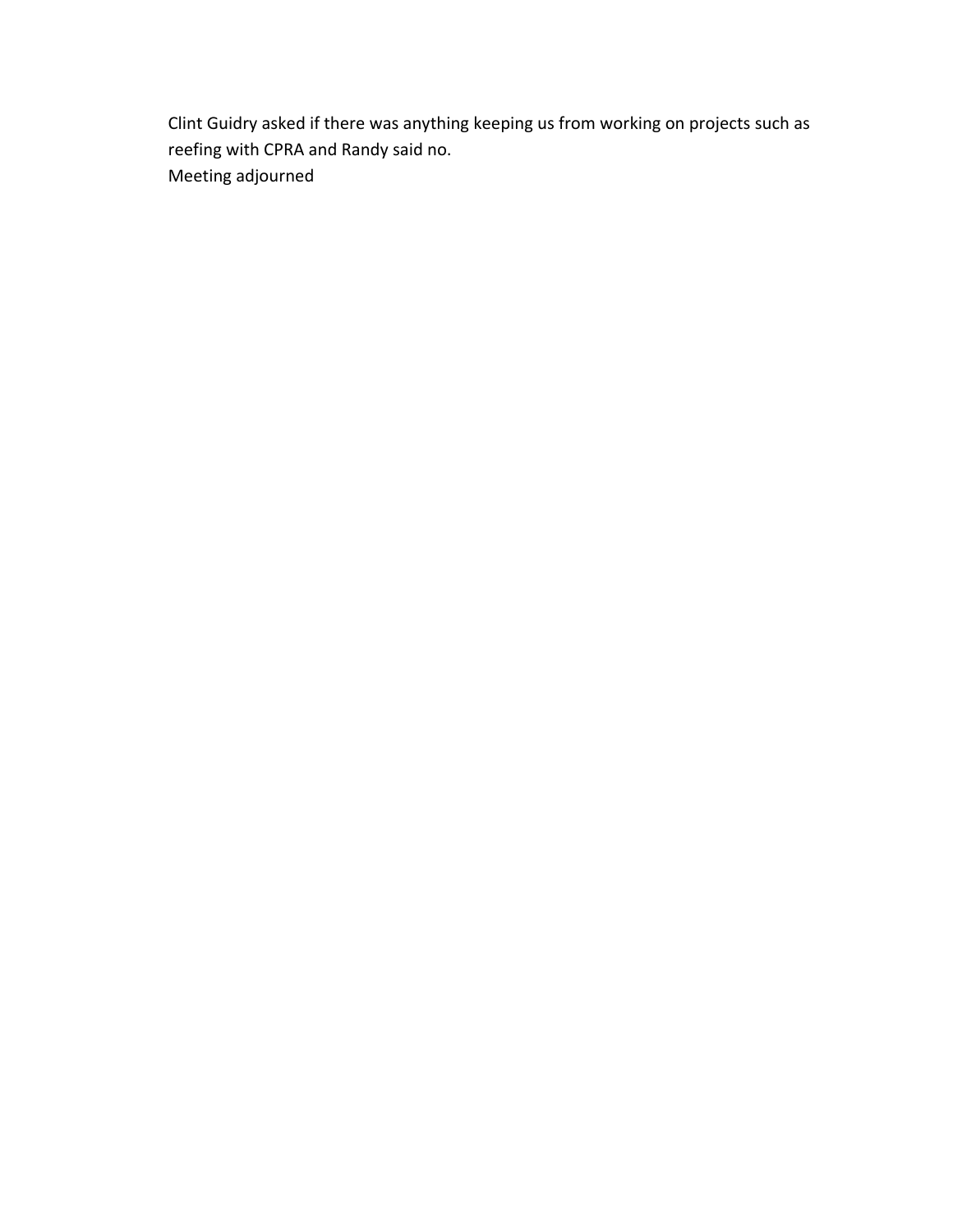Clint Guidry asked if there was anything keeping us from working on projects such as reefing with CPRA and Randy said no.
Meeting adjourned